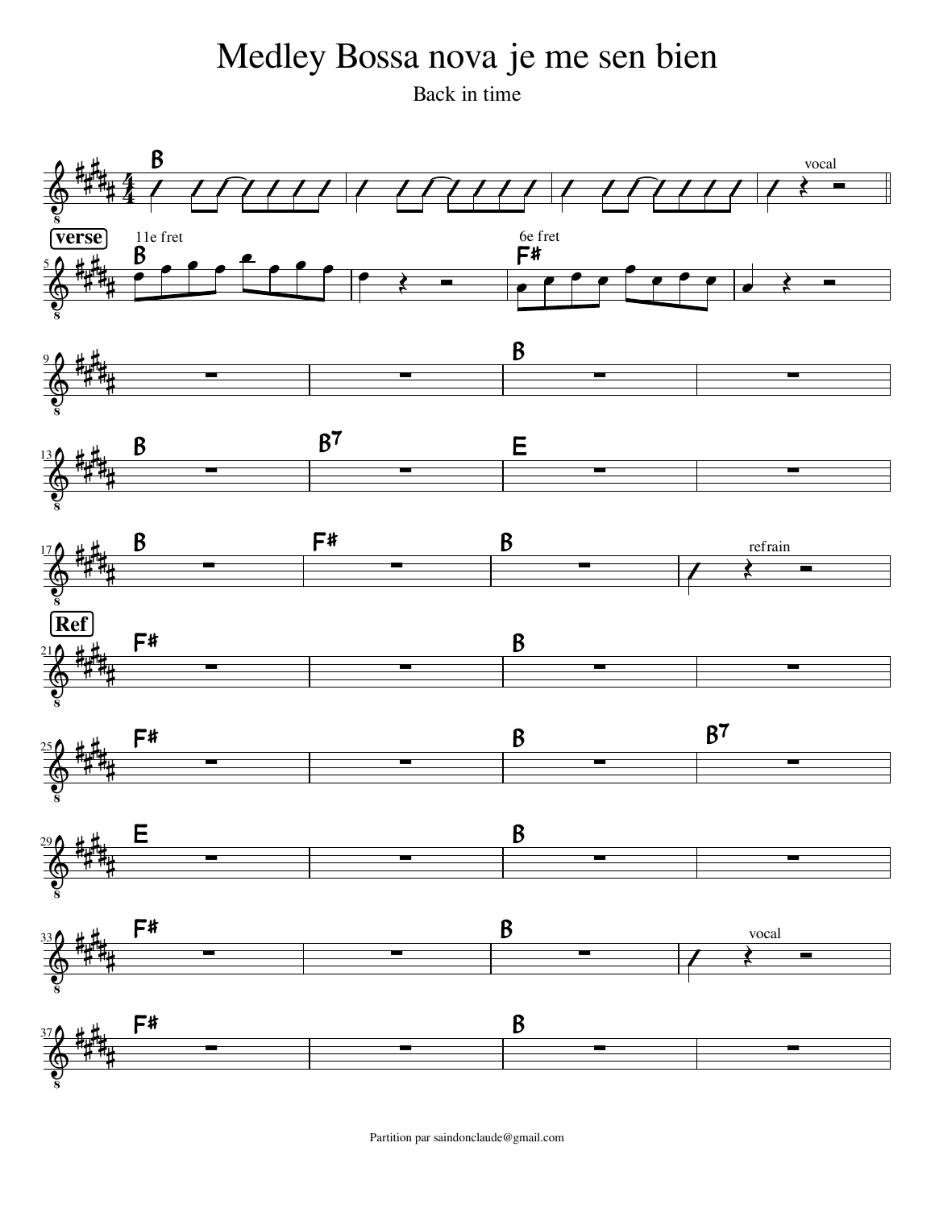# Medley Bossa nova je me sen bien

Back in time

Partition par saindonclaude@gmail.com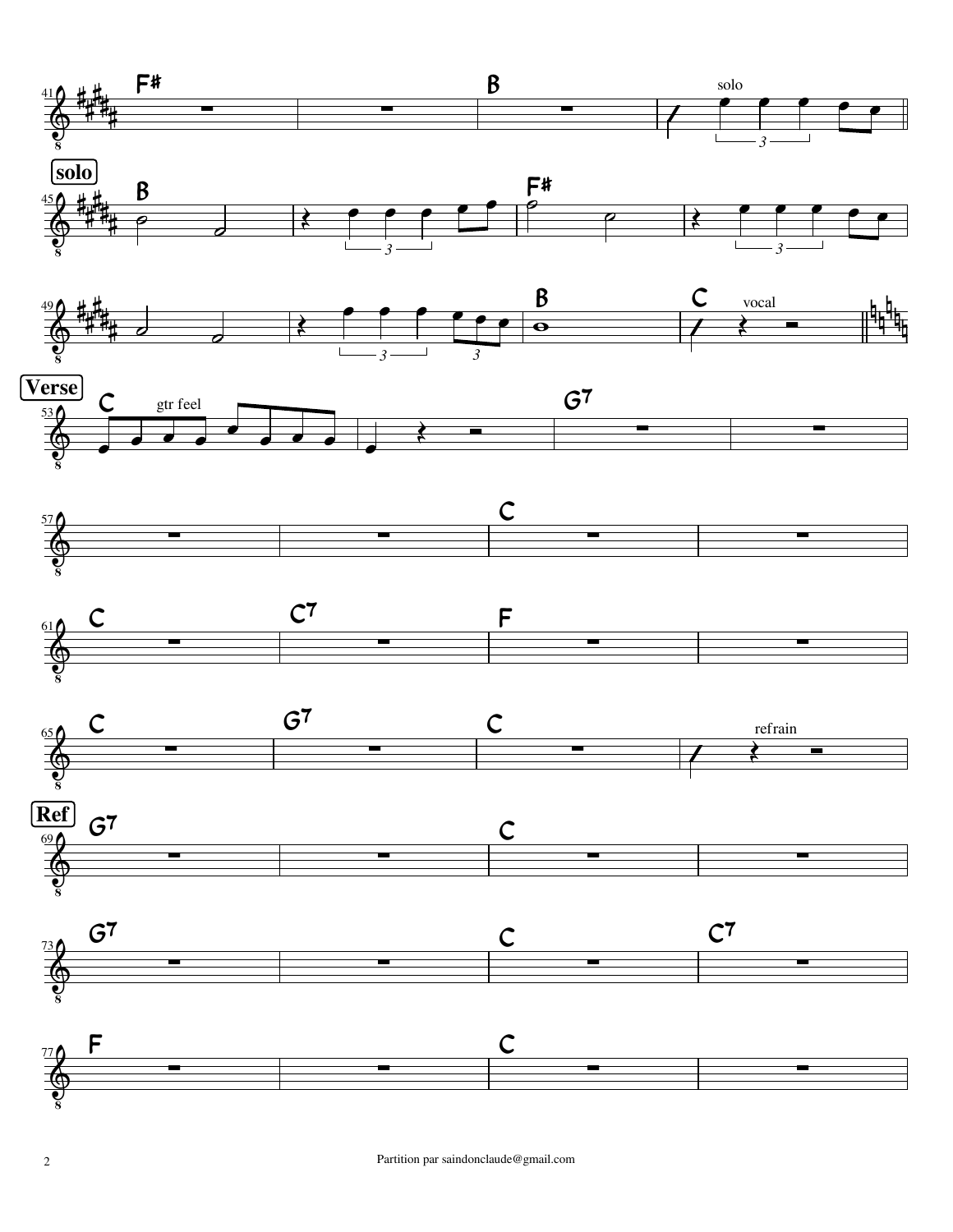**solo**

**Verse**

**Ref**

Partition par saindonclaude@gmail.com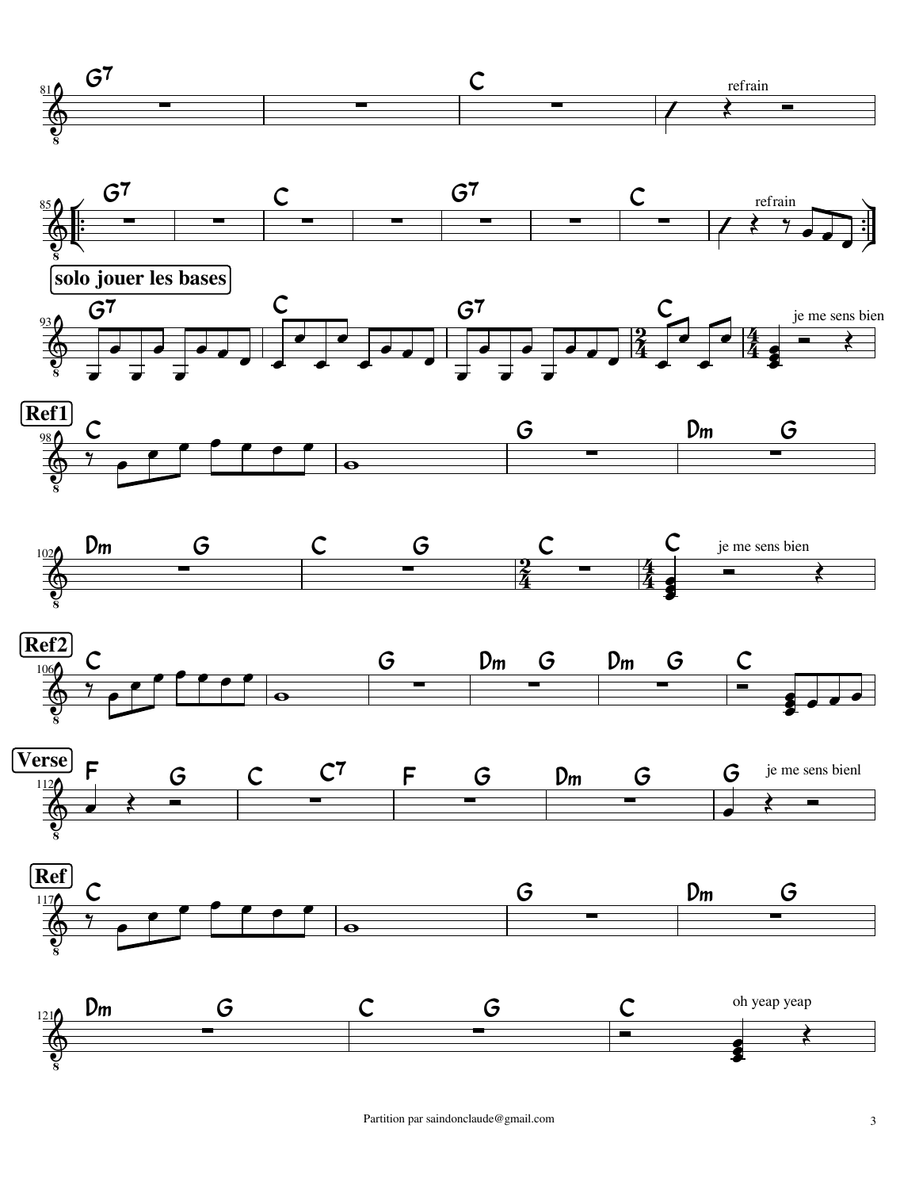refrain

refrain

**solo jouer les bases**

je me sens bien

**Ref1**

je me sens bien

**Ref2**

**Verse**

je me sens bienl

**Ref**

oh yeap yeap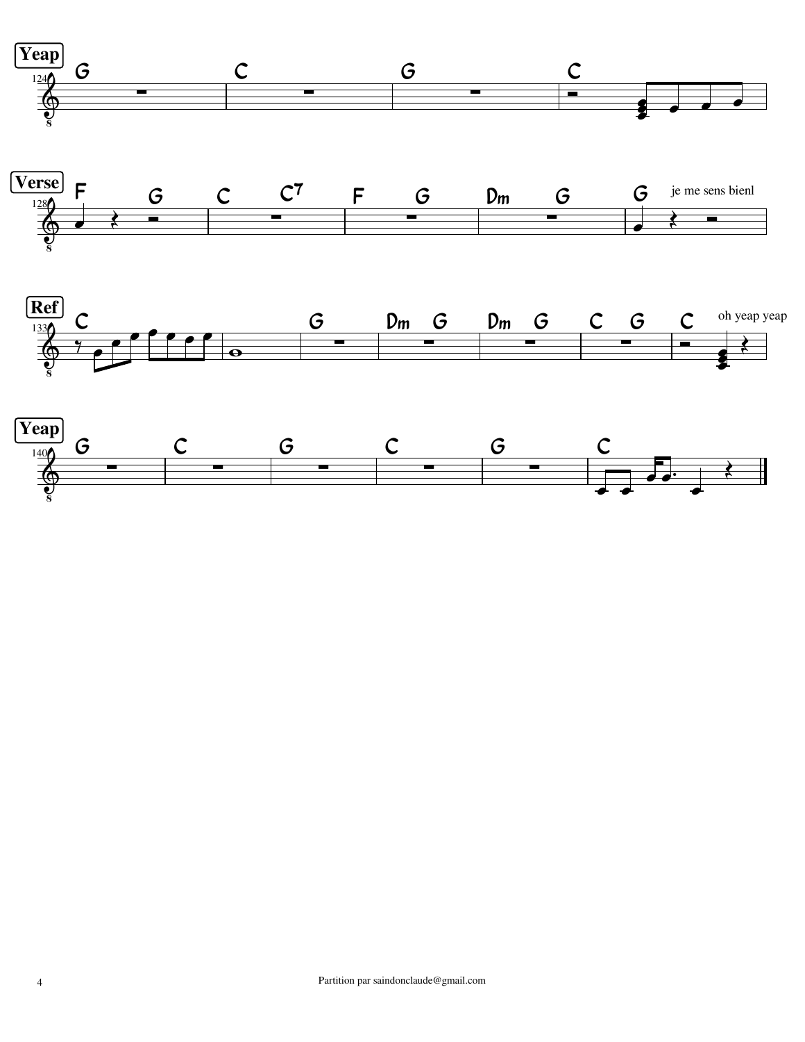**Yeap**

G | C | G | C

**Verse**

F G | C C7 | F G | Dm G | G

je me sens bienl

**Ref**

C | | G | Dm G | Dm G | C G | C

oh yeap yeap

**Yeap**

G | C | G | C | G | C